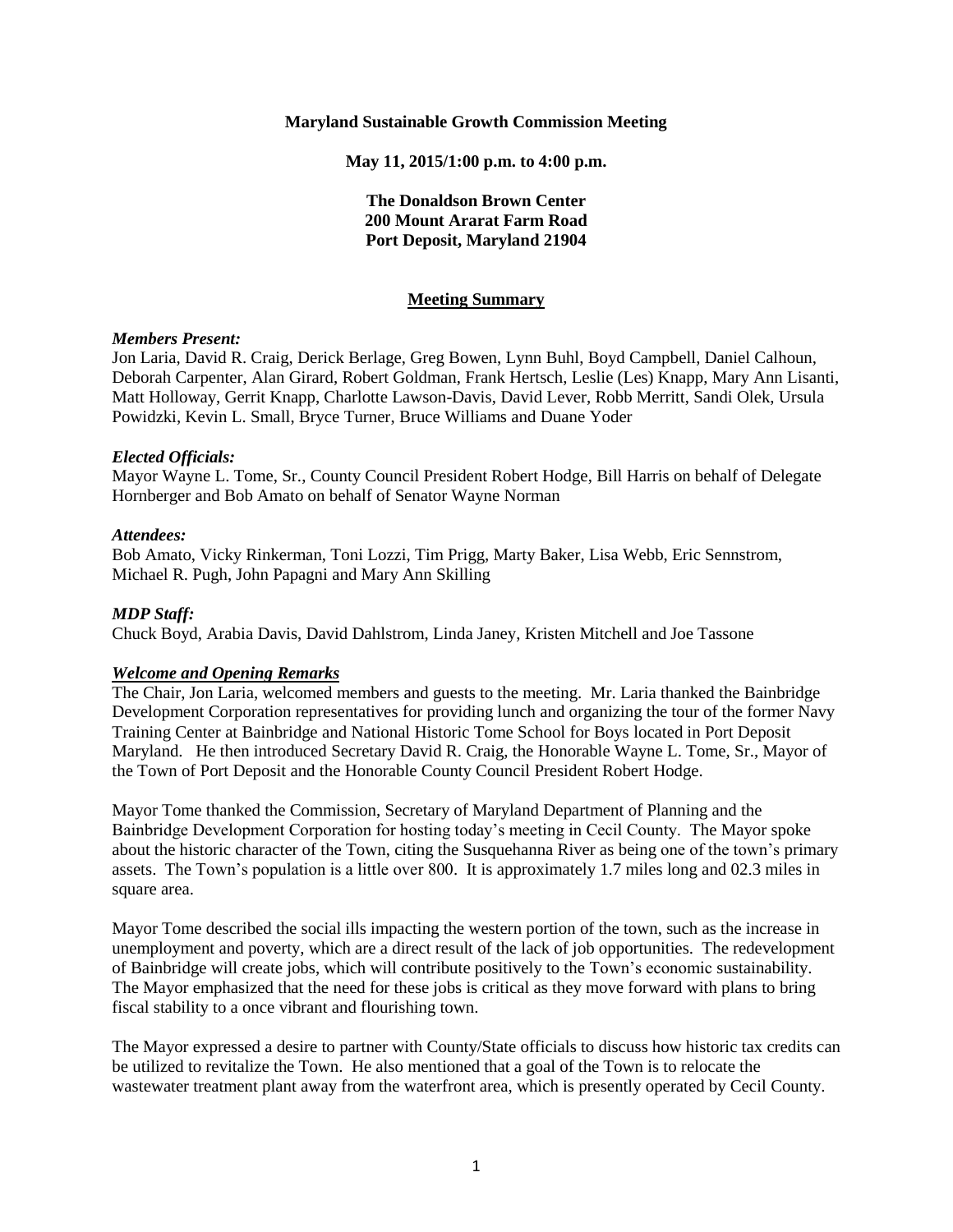**Maryland Sustainable Growth Commission Meeting**

**May 11, 2015/1:00 p.m. to 4:00 p.m.**

**The Donaldson Brown Center**
**200 Mount Ararat Farm Road**
**Port Deposit, Maryland 21904**

## Meeting Summary

***Members Present:***
Jon Laria, David R. Craig, Derick Berlage, Greg Bowen, Lynn Buhl, Boyd Campbell, Daniel Calhoun, Deborah Carpenter, Alan Girard, Robert Goldman, Frank Hertsch, Leslie (Les) Knapp, Mary Ann Lisanti, Matt Holloway, Gerrit Knapp, Charlotte Lawson-Davis, David Lever, Robb Merritt, Sandi Olek, Ursula Powidzki, Kevin L. Small, Bryce Turner, Bruce Williams and Duane Yoder

***Elected Officials:***
Mayor Wayne L. Tome, Sr., County Council President Robert Hodge, Bill Harris on behalf of Delegate Hornberger and Bob Amato on behalf of Senator Wayne Norman

***Attendees:***
Bob Amato, Vicky Rinkerman, Toni Lozzi, Tim Prigg, Marty Baker, Lisa Webb, Eric Sennstrom, Michael R. Pugh, John Papagni and Mary Ann Skilling

***MDP Staff:***
Chuck Boyd, Arabia Davis, David Dahlstrom, Linda Janey, Kristen Mitchell and Joe Tassone

***Welcome and Opening Remarks***
The Chair, Jon Laria, welcomed members and guests to the meeting. Mr. Laria thanked the Bainbridge Development Corporation representatives for providing lunch and organizing the tour of the former Navy Training Center at Bainbridge and National Historic Tome School for Boys located in Port Deposit Maryland. He then introduced Secretary David R. Craig, the Honorable Wayne L. Tome, Sr., Mayor of the Town of Port Deposit and the Honorable County Council President Robert Hodge.

Mayor Tome thanked the Commission, Secretary of Maryland Department of Planning and the Bainbridge Development Corporation for hosting today's meeting in Cecil County. The Mayor spoke about the historic character of the Town, citing the Susquehanna River as being one of the town's primary assets. The Town's population is a little over 800. It is approximately 1.7 miles long and 02.3 miles in square area.

Mayor Tome described the social ills impacting the western portion of the town, such as the increase in unemployment and poverty, which are a direct result of the lack of job opportunities. The redevelopment of Bainbridge will create jobs, which will contribute positively to the Town's economic sustainability. The Mayor emphasized that the need for these jobs is critical as they move forward with plans to bring fiscal stability to a once vibrant and flourishing town.

The Mayor expressed a desire to partner with County/State officials to discuss how historic tax credits can be utilized to revitalize the Town. He also mentioned that a goal of the Town is to relocate the wastewater treatment plant away from the waterfront area, which is presently operated by Cecil County.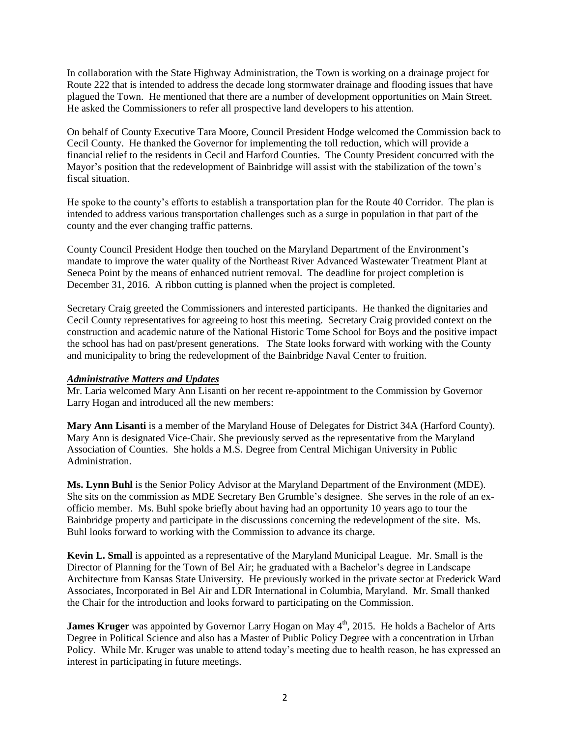In collaboration with the State Highway Administration, the Town is working on a drainage project for Route 222 that is intended to address the decade long stormwater drainage and flooding issues that have plagued the Town. He mentioned that there are a number of development opportunities on Main Street. He asked the Commissioners to refer all prospective land developers to his attention.

On behalf of County Executive Tara Moore, Council President Hodge welcomed the Commission back to Cecil County. He thanked the Governor for implementing the toll reduction, which will provide a financial relief to the residents in Cecil and Harford Counties. The County President concurred with the Mayor's position that the redevelopment of Bainbridge will assist with the stabilization of the town's fiscal situation.

He spoke to the county's efforts to establish a transportation plan for the Route 40 Corridor. The plan is intended to address various transportation challenges such as a surge in population in that part of the county and the ever changing traffic patterns.

County Council President Hodge then touched on the Maryland Department of the Environment's mandate to improve the water quality of the Northeast River Advanced Wastewater Treatment Plant at Seneca Point by the means of enhanced nutrient removal. The deadline for project completion is December 31, 2016. A ribbon cutting is planned when the project is completed.

Secretary Craig greeted the Commissioners and interested participants. He thanked the dignitaries and Cecil County representatives for agreeing to host this meeting. Secretary Craig provided context on the construction and academic nature of the National Historic Tome School for Boys and the positive impact the school has had on past/present generations. The State looks forward with working with the County and municipality to bring the redevelopment of the Bainbridge Naval Center to fruition.

***Administrative Matters and Updates***

Mr. Laria welcomed Mary Ann Lisanti on her recent re-appointment to the Commission by Governor Larry Hogan and introduced all the new members:

**Mary Ann Lisanti** is a member of the Maryland House of Delegates for District 34A (Harford County). Mary Ann is designated Vice-Chair. She previously served as the representative from the Maryland Association of Counties. She holds a M.S. Degree from Central Michigan University in Public Administration.

**Ms. Lynn Buhl** is the Senior Policy Advisor at the Maryland Department of the Environment (MDE). She sits on the commission as MDE Secretary Ben Grumble's designee. She serves in the role of an ex-officio member. Ms. Buhl spoke briefly about having had an opportunity 10 years ago to tour the Bainbridge property and participate in the discussions concerning the redevelopment of the site. Ms. Buhl looks forward to working with the Commission to advance its charge.

**Kevin L. Small** is appointed as a representative of the Maryland Municipal League. Mr. Small is the Director of Planning for the Town of Bel Air; he graduated with a Bachelor's degree in Landscape Architecture from Kansas State University. He previously worked in the private sector at Frederick Ward Associates, Incorporated in Bel Air and LDR International in Columbia, Maryland. Mr. Small thanked the Chair for the introduction and looks forward to participating on the Commission.

**James Kruger** was appointed by Governor Larry Hogan on May 4th, 2015. He holds a Bachelor of Arts Degree in Political Science and also has a Master of Public Policy Degree with a concentration in Urban Policy. While Mr. Kruger was unable to attend today's meeting due to health reason, he has expressed an interest in participating in future meetings.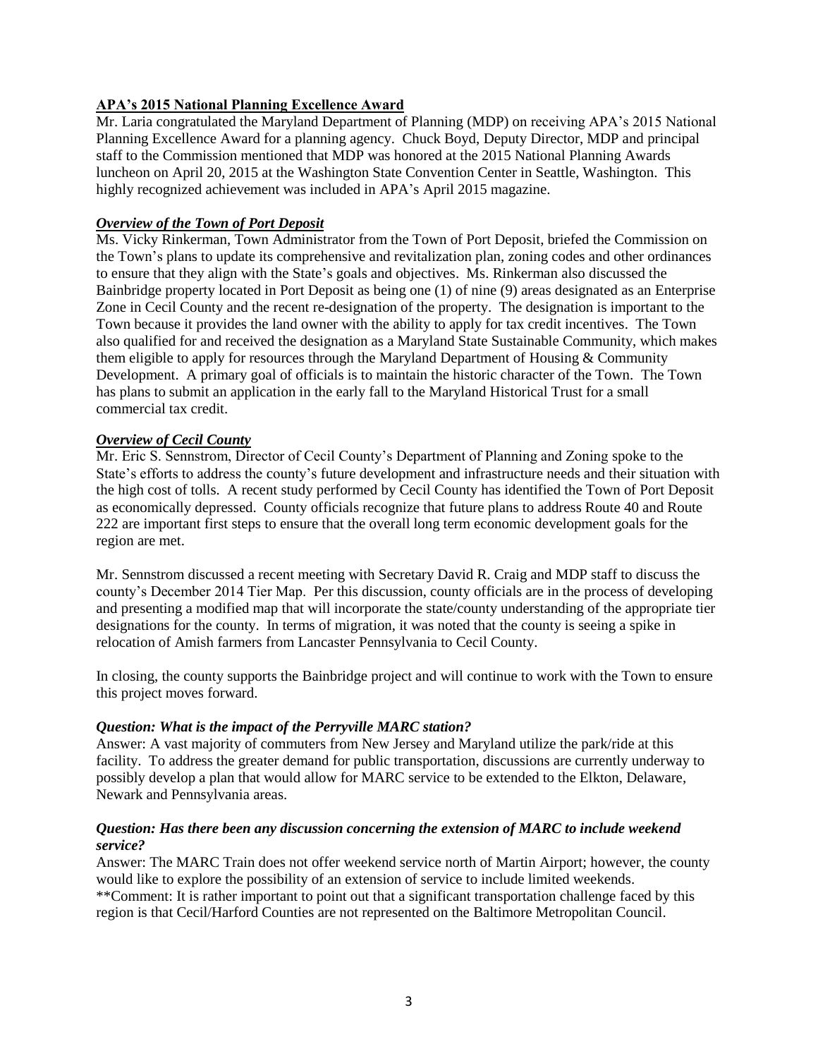**APA's 2015 National Planning Excellence Award**

Mr. Laria congratulated the Maryland Department of Planning (MDP) on receiving APA's 2015 National Planning Excellence Award for a planning agency. Chuck Boyd, Deputy Director, MDP and principal staff to the Commission mentioned that MDP was honored at the 2015 National Planning Awards luncheon on April 20, 2015 at the Washington State Convention Center in Seattle, Washington. This highly recognized achievement was included in APA's April 2015 magazine.

***Overview of the Town of Port Deposit***

Ms. Vicky Rinkerman, Town Administrator from the Town of Port Deposit, briefed the Commission on the Town's plans to update its comprehensive and revitalization plan, zoning codes and other ordinances to ensure that they align with the State's goals and objectives. Ms. Rinkerman also discussed the Bainbridge property located in Port Deposit as being one (1) of nine (9) areas designated as an Enterprise Zone in Cecil County and the recent re-designation of the property. The designation is important to the Town because it provides the land owner with the ability to apply for tax credit incentives. The Town also qualified for and received the designation as a Maryland State Sustainable Community, which makes them eligible to apply for resources through the Maryland Department of Housing & Community Development. A primary goal of officials is to maintain the historic character of the Town. The Town has plans to submit an application in the early fall to the Maryland Historical Trust for a small commercial tax credit.

***Overview of Cecil County***

Mr. Eric S. Sennstrom, Director of Cecil County's Department of Planning and Zoning spoke to the State's efforts to address the county's future development and infrastructure needs and their situation with the high cost of tolls. A recent study performed by Cecil County has identified the Town of Port Deposit as economically depressed. County officials recognize that future plans to address Route 40 and Route 222 are important first steps to ensure that the overall long term economic development goals for the region are met.

Mr. Sennstrom discussed a recent meeting with Secretary David R. Craig and MDP staff to discuss the county's December 2014 Tier Map. Per this discussion, county officials are in the process of developing and presenting a modified map that will incorporate the state/county understanding of the appropriate tier designations for the county. In terms of migration, it was noted that the county is seeing a spike in relocation of Amish farmers from Lancaster Pennsylvania to Cecil County.

In closing, the county supports the Bainbridge project and will continue to work with the Town to ensure this project moves forward.

***Question: What is the impact of the Perryville MARC station?***

Answer: A vast majority of commuters from New Jersey and Maryland utilize the park/ride at this facility. To address the greater demand for public transportation, discussions are currently underway to possibly develop a plan that would allow for MARC service to be extended to the Elkton, Delaware, Newark and Pennsylvania areas.

***Question: Has there been any discussion concerning the extension of MARC to include weekend service?***

Answer: The MARC Train does not offer weekend service north of Martin Airport; however, the county would like to explore the possibility of an extension of service to include limited weekends.
**Comment: It is rather important to point out that a significant transportation challenge faced by this region is that Cecil/Harford Counties are not represented on the Baltimore Metropolitan Council.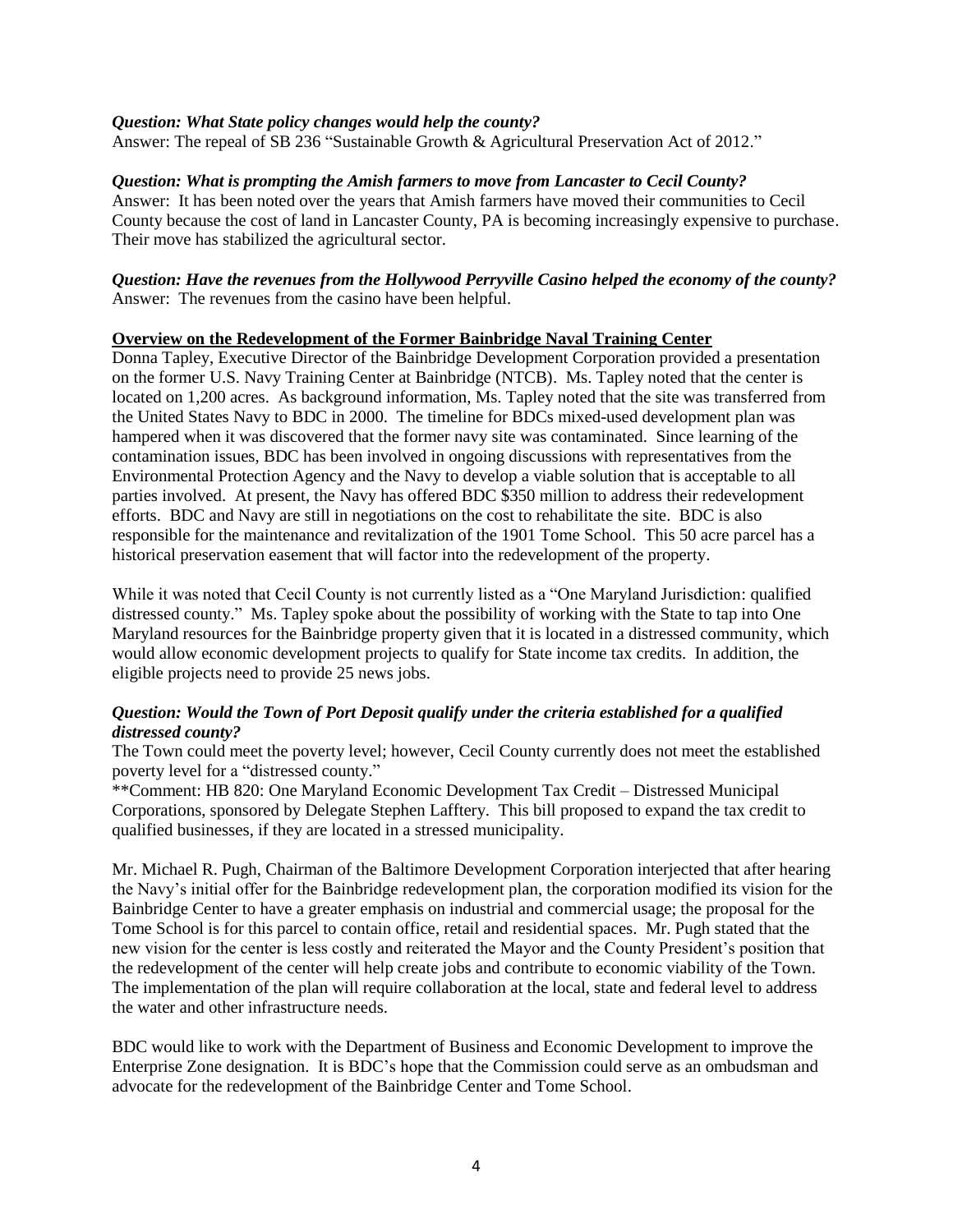***Question: What State policy changes would help the county?***
Answer: The repeal of SB 236 "Sustainable Growth & Agricultural Preservation Act of 2012."

***Question: What is prompting the Amish farmers to move from Lancaster to Cecil County?***
Answer: It has been noted over the years that Amish farmers have moved their communities to Cecil County because the cost of land in Lancaster County, PA is becoming increasingly expensive to purchase. Their move has stabilized the agricultural sector.

***Question: Have the revenues from the Hollywood Perryville Casino helped the economy of the county?***
Answer: The revenues from the casino have been helpful.

**<u>Overview on the Redevelopment of the Former Bainbridge Naval Training Center</u>**

Donna Tapley, Executive Director of the Bainbridge Development Corporation provided a presentation on the former U.S. Navy Training Center at Bainbridge (NTCB). Ms. Tapley noted that the center is located on 1,200 acres. As background information, Ms. Tapley noted that the site was transferred from the United States Navy to BDC in 2000. The timeline for BDCs mixed-used development plan was hampered when it was discovered that the former navy site was contaminated. Since learning of the contamination issues, BDC has been involved in ongoing discussions with representatives from the Environmental Protection Agency and the Navy to develop a viable solution that is acceptable to all parties involved. At present, the Navy has offered BDC $350 million to address their redevelopment efforts. BDC and Navy are still in negotiations on the cost to rehabilitate the site. BDC is also responsible for the maintenance and revitalization of the 1901 Tome School. This 50 acre parcel has a historical preservation easement that will factor into the redevelopment of the property.

While it was noted that Cecil County is not currently listed as a "One Maryland Jurisdiction: qualified distressed county." Ms. Tapley spoke about the possibility of working with the State to tap into One Maryland resources for the Bainbridge property given that it is located in a distressed community, which would allow economic development projects to qualify for State income tax credits. In addition, the eligible projects need to provide 25 news jobs.

***Question: Would the Town of Port Deposit qualify under the criteria established for a qualified distressed county?***
The Town could meet the poverty level; however, Cecil County currently does not meet the established poverty level for a "distressed county."
**Comment: HB 820: One Maryland Economic Development Tax Credit – Distressed Municipal Corporations, sponsored by Delegate Stephen Lafftery. This bill proposed to expand the tax credit to qualified businesses, if they are located in a stressed municipality.

Mr. Michael R. Pugh, Chairman of the Baltimore Development Corporation interjected that after hearing the Navy's initial offer for the Bainbridge redevelopment plan, the corporation modified its vision for the Bainbridge Center to have a greater emphasis on industrial and commercial usage; the proposal for the Tome School is for this parcel to contain office, retail and residential spaces. Mr. Pugh stated that the new vision for the center is less costly and reiterated the Mayor and the County President's position that the redevelopment of the center will help create jobs and contribute to economic viability of the Town. The implementation of the plan will require collaboration at the local, state and federal level to address the water and other infrastructure needs.

BDC would like to work with the Department of Business and Economic Development to improve the Enterprise Zone designation. It is BDC's hope that the Commission could serve as an ombudsman and advocate for the redevelopment of the Bainbridge Center and Tome School.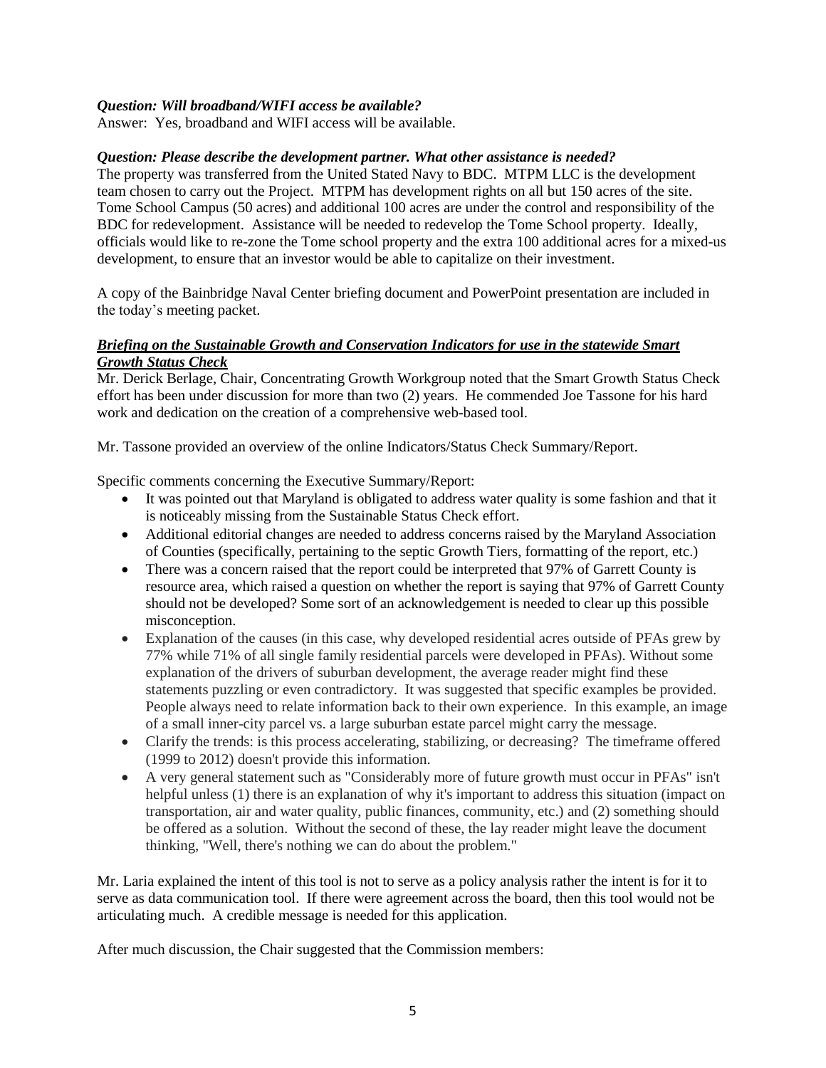***Question: Will broadband/WIFI access be available?***

Answer: Yes, broadband and WIFI access will be available.

***Question: Please describe the development partner. What other assistance is needed?***

The property was transferred from the United Stated Navy to BDC. MTPM LLC is the development team chosen to carry out the Project. MTPM has development rights on all but 150 acres of the site. Tome School Campus (50 acres) and additional 100 acres are under the control and responsibility of the BDC for redevelopment. Assistance will be needed to redevelop the Tome School property. Ideally, officials would like to re-zone the Tome school property and the extra 100 additional acres for a mixed-us development, to ensure that an investor would be able to capitalize on their investment.

A copy of the Bainbridge Naval Center briefing document and PowerPoint presentation are included in the today's meeting packet.

***Briefing on the Sustainable Growth and Conservation Indicators for use in the statewide Smart Growth Status Check***

Mr. Derick Berlage, Chair, Concentrating Growth Workgroup noted that the Smart Growth Status Check effort has been under discussion for more than two (2) years. He commended Joe Tassone for his hard work and dedication on the creation of a comprehensive web-based tool.

Mr. Tassone provided an overview of the online Indicators/Status Check Summary/Report.

Specific comments concerning the Executive Summary/Report:

- It was pointed out that Maryland is obligated to address water quality is some fashion and that it is noticeably missing from the Sustainable Status Check effort.
- Additional editorial changes are needed to address concerns raised by the Maryland Association of Counties (specifically, pertaining to the septic Growth Tiers, formatting of the report, etc.)
- There was a concern raised that the report could be interpreted that 97% of Garrett County is resource area, which raised a question on whether the report is saying that 97% of Garrett County should not be developed? Some sort of an acknowledgement is needed to clear up this possible misconception.
- Explanation of the causes (in this case, why developed residential acres outside of PFAs grew by 77% while 71% of all single family residential parcels were developed in PFAs). Without some explanation of the drivers of suburban development, the average reader might find these statements puzzling or even contradictory. It was suggested that specific examples be provided. People always need to relate information back to their own experience. In this example, an image of a small inner-city parcel vs. a large suburban estate parcel might carry the message.
- Clarify the trends: is this process accelerating, stabilizing, or decreasing? The timeframe offered (1999 to 2012) doesn't provide this information.
- A very general statement such as "Considerably more of future growth must occur in PFAs" isn't helpful unless (1) there is an explanation of why it's important to address this situation (impact on transportation, air and water quality, public finances, community, etc.) and (2) something should be offered as a solution. Without the second of these, the lay reader might leave the document thinking, "Well, there's nothing we can do about the problem."

Mr. Laria explained the intent of this tool is not to serve as a policy analysis rather the intent is for it to serve as data communication tool. If there were agreement across the board, then this tool would not be articulating much. A credible message is needed for this application.

After much discussion, the Chair suggested that the Commission members: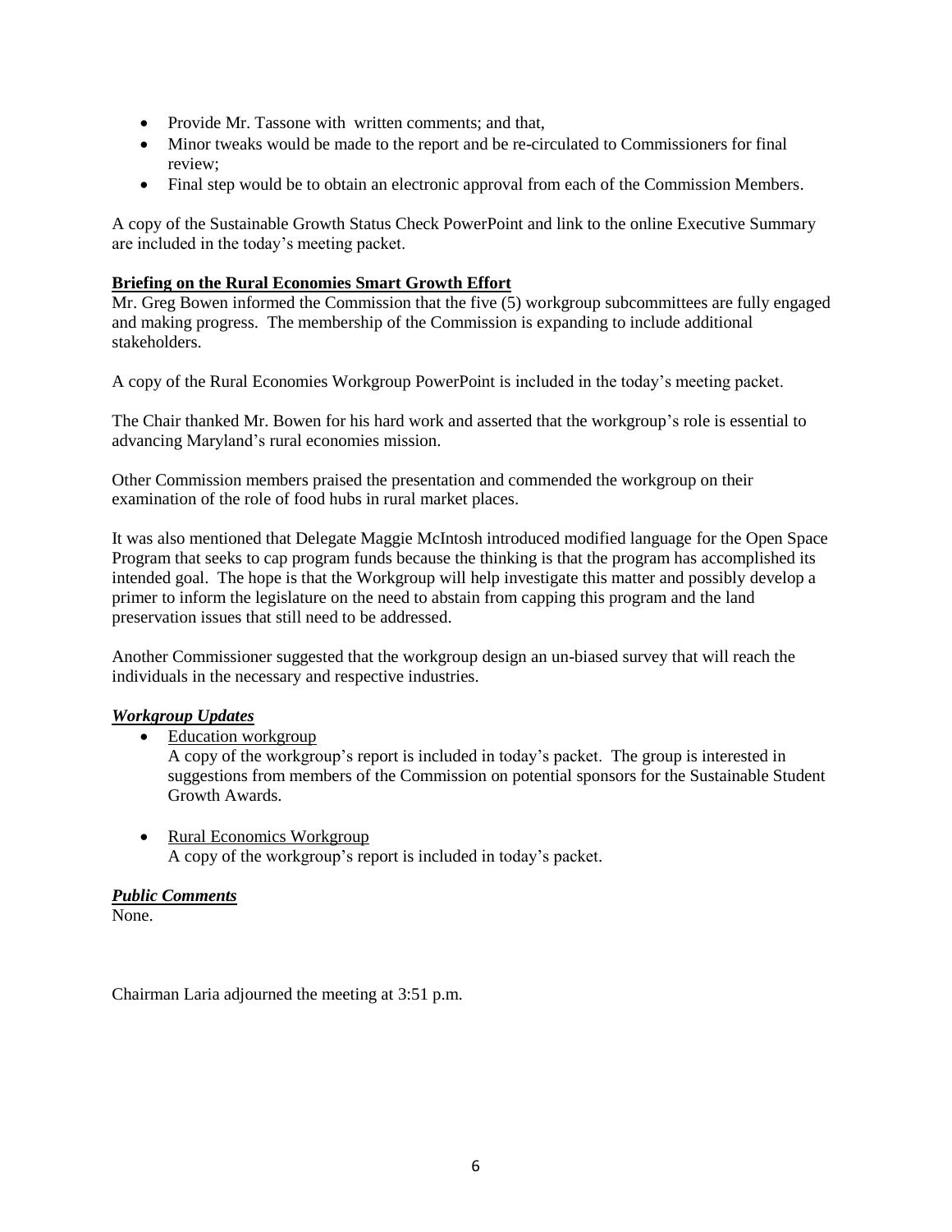- Provide Mr. Tassone with written comments; and that,
- Minor tweaks would be made to the report and be re-circulated to Commissioners for final review;
- Final step would be to obtain an electronic approval from each of the Commission Members.

A copy of the Sustainable Growth Status Check PowerPoint and link to the online Executive Summary are included in the today's meeting packet.

**Briefing on the Rural Economies Smart Growth Effort**

Mr. Greg Bowen informed the Commission that the five (5) workgroup subcommittees are fully engaged and making progress. The membership of the Commission is expanding to include additional stakeholders.

A copy of the Rural Economies Workgroup PowerPoint is included in the today's meeting packet.

The Chair thanked Mr. Bowen for his hard work and asserted that the workgroup's role is essential to advancing Maryland's rural economies mission.

Other Commission members praised the presentation and commended the workgroup on their examination of the role of food hubs in rural market places.

It was also mentioned that Delegate Maggie McIntosh introduced modified language for the Open Space Program that seeks to cap program funds because the thinking is that the program has accomplished its intended goal. The hope is that the Workgroup will help investigate this matter and possibly develop a primer to inform the legislature on the need to abstain from capping this program and the land preservation issues that still need to be addressed.

Another Commissioner suggested that the workgroup design an un-biased survey that will reach the individuals in the necessary and respective industries.

***Workgroup Updates***

- Education workgroup
  A copy of the workgroup's report is included in today's packet. The group is interested in suggestions from members of the Commission on potential sponsors for the Sustainable Student Growth Awards.

- Rural Economics Workgroup
  A copy of the workgroup's report is included in today's packet.

***Public Comments***

None.

Chairman Laria adjourned the meeting at 3:51 p.m.